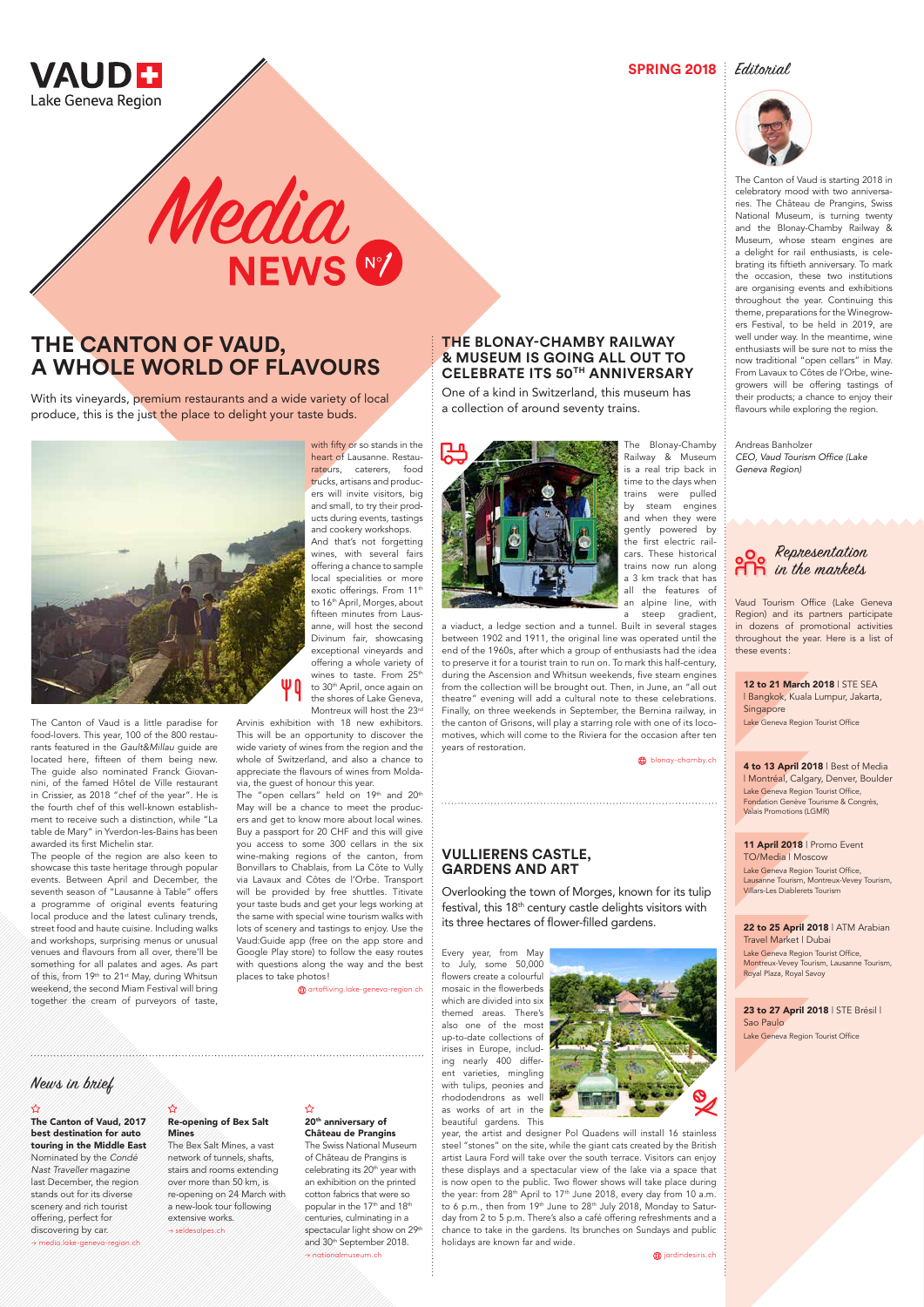VAUD
Lake Geneva Region

# Media NEWS N°1

**SPRING 2018**

## Editorial

The Canton of Vaud is starting 2018 in celebratory mood with two anniversaries. The Château de Prangins, Swiss National Museum, is turning twenty and the Blonay-Chamby Railway & Museum, whose steam engines are a delight for rail enthusiasts, is celebrating its fiftieth anniversary. To mark the occasion, these two institutions are organising events and exhibitions throughout the year. Continuing this theme, preparations for the Winegrowers Festival, to be held in 2019, are well under way. In the meantime, wine enthusiasts will be sure not to miss the now traditional "open cellars" in May. From Lavaux to Côtes de l'Orbe, winegrowers will be offering tastings of their products; a chance to enjoy their flavours while exploring the region.

Andreas Banholzer
*CEO, Vaud Tourism Office (Lake Geneva Region)*

# THE CANTON OF VAUD, A WHOLE WORLD OF FLAVOURS

With its vineyards, premium restaurants and a wide variety of local produce, this is the just the place to delight your taste buds.

The Canton of Vaud is a little paradise for food-lovers. This year, 100 of the 800 restaurants featured in the *Gault&Millau* guide are located here, fifteen of them being new. The guide also nominated Franck Giovannini, of the famed Hôtel de Ville restaurant in Crissier, as 2018 "chef of the year". He is the fourth chef of this well-known establishment to receive such a distinction, while "La table de Mary" in Yverdon-les-Bains has been awarded its first Michelin star.

The people of the region are also keen to showcase this taste heritage through popular events. Between April and December, the seventh season of "Lausanne à Table" offers a programme of original events featuring local produce and the latest culinary trends, street food and haute cuisine. Including walks and workshops, surprising menus or unusual venues and flavours from all over, there'll be something for all palates and ages. As part of this, from 19th to 21st May, during Whitsun weekend, the second Miam Festival will bring together the cream of purveyors of taste, with fifty or so stands in the heart of Lausanne. Restaurateurs, caterers, food trucks, artisans and producers will invite visitors, big and small, to try their products during events, tastings and cookery workshops.

And that's not forgetting wines, with several fairs offering a chance to sample local specialities or more exotic offerings. From 11th to 16th April, Morges, about fifteen minutes from Lausanne, will host the second Divinum fair, showcasing exceptional vineyards and offering a whole variety of wines to taste. From 25th to 30th April, once again on the shores of Lake Geneva, Montreux will host the 23rd Arvinis exhibition with 18 new exhibitors. This will be an opportunity to discover the wide variety of wines from the region and the whole of Switzerland, and also a chance to appreciate the flavours of wines from Moldavia, the guest of honour this year.

The "open cellars" held on 19th and 20th May will be a chance to meet the producers and get to know more about local wines. Buy a passport for 20 CHF and this will give you access to some 300 cellars in the six wine-making regions of the canton, from Bonvillars to Chablais, from La Côte to Vully via Lavaux and Côtes de l'Orbe. Transport will be provided by free shuttles. Titivate your taste buds and get your legs working at the same with special wine tourism walks with lots of scenery and tastings to enjoy. Use the Vaud:Guide app (free on the app store and Google Play store) to follow the easy routes with questions along the way and the best places to take photos!

artofliving.lake-geneva-region.ch

## THE BLONAY-CHAMBY RAILWAY & MUSEUM IS GOING ALL OUT TO CELEBRATE ITS 50TH ANNIVERSARY

One of a kind in Switzerland, this museum has a collection of around seventy trains.

The Blonay-Chamby Railway & Museum is a real trip back in time to the days when trains were pulled by steam engines and when they were gently powered by the first electric railcars. These historical trains now run along a 3 km track that has all the features of an alpine line, with a steep gradient, a viaduct, a ledge section and a tunnel. Built in several stages between 1902 and 1911, the original line was operated until the end of the 1960s, after which a group of enthusiasts had the idea to preserve it for a tourist train to run on. To mark this half-century, during the Ascension and Whitsun weekends, five steam engines from the collection will be brought out. Then, in June, an "all out theatre" evening will add a cultural note to these celebrations. Finally, on three weekends in September, the Bernina railway, in the canton of Grisons, will play a starring role with one of its locomotives, which will come to the Riviera for the occasion after ten years of restoration.

blonay-chamby.ch

## VULLIERENS CASTLE, GARDENS AND ART

Overlooking the town of Morges, known for its tulip festival, this 18th century castle delights visitors with its three hectares of flower-filled gardens.

Every year, from May to July, some 50,000 flowers create a colourful mosaic in the flowerbeds which are divided into six themed areas. There's also one of the most up-to-date collections of irises in Europe, including nearly 400 different varieties, mingling with tulips, peonies and rhododendrons as well as works of art in the beautiful gardens. This year, the artist and designer Pol Quadens will install 16 stainless steel "stones" on the site, while the giant cats created by the British artist Laura Ford will take over the south terrace. Visitors can enjoy these displays and a spectacular view of the lake via a space that is now open to the public. Two flower shows will take place during the year: from 28th April to 17th June 2018, every day from 10 a.m. to 6 p.m., then from 19th June to 28th July 2018, Monday to Saturday from 2 to 5 p.m. There's also a café offering refreshments and a chance to take in the gardens. Its brunches on Sundays and public holidays are known far and wide.

jardindesiris.ch

## Representation in the markets

Vaud Tourism Office (Lake Geneva Region) and its partners participate in dozens of promotional activities throughout the year. Here is a list of these events:

**12 to 21 March 2018** | STE SEA | Bangkok, Kuala Lumpur, Jakarta, Singapore
Lake Geneva Region Tourist Office

**4 to 13 April 2018** | Best of Media | Montréal, Calgary, Denver, Boulder
Lake Geneva Region Tourist Office, Fondation Genève Tourisme & Congrès, Valais Promotions (LGMR)

**11 April 2018** | Promo Event TO/Media | Moscow
Lake Geneva Region Tourist Office, Lausanne Tourism, Montreux-Vevey Tourism, Villars-Les Diablerets Tourism

**22 to 25 April 2018** | ATM Arabian Travel Market | Dubai
Lake Geneva Region Tourist Office, Montreux-Vevey Tourism, Lausanne Tourism, Royal Plaza, Royal Savoy

**23 to 27 April 2018** | STE Brésil | Sao Paulo
Lake Geneva Region Tourist Office

## News in brief

**The Canton of Vaud, 2017 best destination for auto touring in the Middle East**
Nominated by the *Condé Nast Traveller* magazine last December, the region stands out for its diverse scenery and rich tourist offering, perfect for discovering by car.
→ media.lake-geneva-region.ch

**Re-opening of Bex Salt Mines**
The Bex Salt Mines, a vast network of tunnels, shafts, stairs and rooms extending over more than 50 km, is re-opening on 24 March with a new-look tour following extensive works.
→ seldesalpes.ch

**20th anniversary of Château de Prangins**
The Swiss National Museum of Château de Prangins is celebrating its 20th year with an exhibition on the printed cotton fabrics that were so popular in the 17th and 18th centuries, culminating in a spectacular light show on 29th and 30th September 2018.
→ nationalmuseum.ch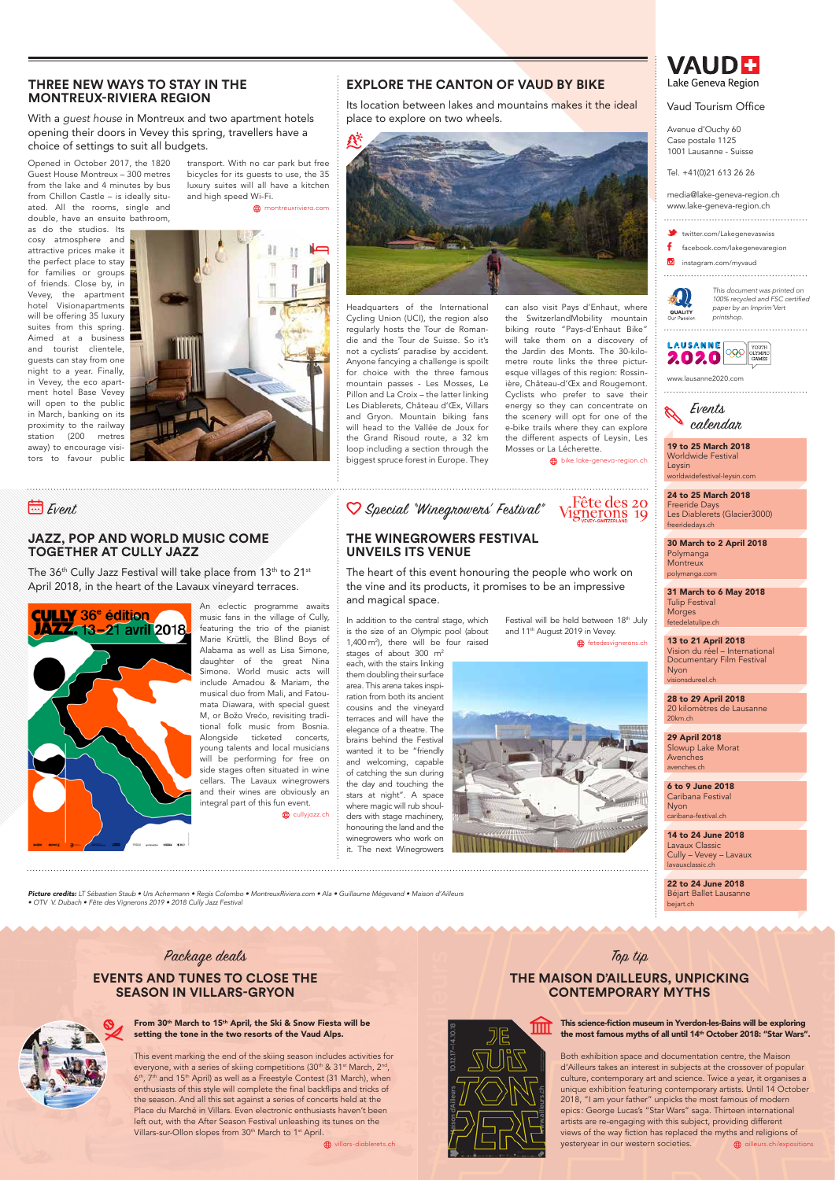## THREE NEW WAYS TO STAY IN THE MONTREUX-RIVIERA REGION

With a *guest house* in Montreux and two apartment hotels opening their doors in Vevey this spring, travellers have a choice of settings to suit all budgets.

Opened in October 2017, the 1820 Guest House Montreux – 300 metres from the lake and 4 minutes by bus from Chillon Castle – is ideally situated. All the rooms, single and double, have an ensuite bathroom, as do the studios. Its cosy atmosphere and attractive prices make it the perfect place to stay for families or groups of friends. Close by, in Vevey, the apartment hotel Visionapartments will be offering 35 luxury suites from this spring. Aimed at a business and tourist clientele, guests can stay from one night to a year. Finally, in Vevey, the eco apartment hotel Base Vevey will open to the public in March, banking on its proximity to the railway station (200 metres away) to encourage visitors to favour public transport. With no car park but free bicycles for its guests to use, the 35 luxury suites will all have a kitchen and high speed Wi-Fi.

montreuxriviera.com

## EXPLORE THE CANTON OF VAUD BY BIKE

Its location between lakes and mountains makes it the ideal place to explore on two wheels.

Headquarters of the International Cycling Union (UCI), the region also regularly hosts the Tour de Romandie and the Tour de Suisse. So it's not a cyclists' paradise by accident. Anyone fancying a challenge is spoilt for choice with the three famous mountain passes - Les Mosses, Le Pillon and La Croix – the latter linking Les Diablerets, Château d'Œx, Villars and Gryon. Mountain biking fans will head to the Vallée de Joux for the Grand Risoud route, a 32 km loop including a section through the biggest spruce forest in Europe. They can also visit Pays d'Enhaut, where the SwitzerlandMobility mountain biking route "Pays-d'Enhaut Bike" will take them on a discovery of the Jardin des Monts. The 30-kilometre route links the three picturesque villages of this region: Rossinière, Château-d'Œx and Rougemont. Cyclists who prefer to save their energy so they can concentrate on the scenery will opt for one of the e-bike trails where they can explore the different aspects of Leysin, Les Mosses or La Lécherette.

bike.lake-geneva-region.ch

### Event

## JAZZ, POP AND WORLD MUSIC COME TOGETHER AT CULLY JAZZ

The 36[th] Cully Jazz Festival will take place from 13[th] to 21[st] April 2018, in the heart of the Lavaux vineyard terraces.

An eclectic programme awaits music fans in the village of Cully, featuring the trio of the pianist Marie Krüttli, the Blind Boys of Alabama as well as Lisa Simone, daughter of the great Nina Simone. World music acts will include Amadou & Mariam, the musical duo from Mali, and Fatoumata Diawara, with special guest M, or Božo Vrećo, revisiting traditional folk music from Bosnia. Alongside ticketed concerts, young talents and local musicians will be performing for free on side stages often situated in wine cellars. The Lavaux winegrowers and their wines are obviously an integral part of this fun event.

cullyjazz.ch

### Special "Winegrowers' Festival"

Fête des Vignerons 2019

## THE WINEGROWERS FESTIVAL UNVEILS ITS VENUE

The heart of this event honouring the people who work on the vine and its products, it promises to be an impressive and magical space.

In addition to the central stage, which is the size of an Olympic pool (about 1,400 m²), there will be four raised stages of about 300 m² each, with the stairs linking them doubling their surface area. This arena takes inspiration from both its ancient cousins and the vineyard terraces and will have the elegance of a theatre. The brains behind the Festival wanted it to be "friendly and welcoming, capable of catching the sun during the day and touching the stars at night". A space where magic will rub shoulders with stage machinery, honouring the land and the winegrowers who work on it. The next Winegrowers Festival will be held between 18[th] July and 11[th] August 2019 in Vevey.

fetedesvignerons.ch

**VAUD** Lake Geneva Region

Vaud Tourism Office

Avenue d'Ouchy 60
Case postale 1125
1001 Lausanne - Suisse

Tel. +41(0)21 613 26 26

media@lake-geneva-region.ch
www.lake-geneva-region.ch

twitter.com/Lakegenevaswiss
facebook.com/lakegenevaregion
instagram.com/myvaud

*This document was printed on 100% recycled and FSC certified paper by an Imprim'Vert printshop.*

www.lausanne2020.com

### Events calendar

**19 to 25 March 2018**
Worldwide Festival
Leysin
worldwidefestival-leysin.com

**24 to 25 March 2018**
Freeride Days
Les Diablerets (Glacier3000)
freeridedays.ch

**30 March to 2 April 2018**
Polymanga
Montreux
polymanga.com

**31 March to 6 May 2018**
Tulip Festival
Morges
fetedelatulipe.ch

**13 to 21 April 2018**
Vision du réel – International Documentary Film Festival
Nyon
visionsdureel.ch

**28 to 29 April 2018**
20 kilomètres de Lausanne
20km.ch

**29 April 2018**
Slowup Lake Morat
Avenches
avenches.ch

**6 to 9 June 2018**
Caribana Festival
Nyon
caribana-festival.ch

**14 to 24 June 2018**
Lavaux Classic
Cully – Vevey – Lavaux
lavauxclassic.ch

**22 to 24 June 2018**
Béjart Ballet Lausanne
bejart.ch

***Picture credits:*** *LT Sébastien Staub • Urs Achermann • Regis Colombo • MontreuxRiviera.com • Ala • Guillaume Mégevand • Maison d'Ailleurs • OTV V. Dubach • Fête des Vignerons 2019 • 2018 Cully Jazz Festival*

### Package deals

## EVENTS AND TUNES TO CLOSE THE SEASON IN VILLARS-GRYON

**From 30[th] March to 15[th] April, the Ski & Snow Fiesta will be setting the tone in the two resorts of the Vaud Alps.**

This event marking the end of the skiing season includes activities for everyone, with a series of skiing competitions (30[th] & 31[st] March, 2[nd], 6[th], 7[th] and 15[th] April) as well as a Freestyle Contest (31 March), when enthusiasts of this style will complete the final backflips and tricks of the season. And all this set against a series of concerts held at the Place du Marché in Villars. Even electronic enthusiasts haven't been left out, with the After Season Festival unleashing its tunes on the Villars-sur-Ollon slopes from 30[th] March to 1[st] April.

villars-diablerets.ch

### Top tip

## THE MAISON D'AILLEURS, UNPICKING CONTEMPORARY MYTHS

**This science-fiction museum in Yverdon-les-Bains will be exploring the most famous myths of all until 14[th] October 2018: "Star Wars".**

Both exhibition space and documentation centre, the Maison d'Ailleurs takes an interest in subjects at the crossover of popular culture, contemporary art and science. Twice a year, it organises a unique exhibition featuring contemporary artists. Until 14 October 2018, "I am your father" unpicks the most famous of modern epics: George Lucas's "Star Wars" saga. Thirteen international artists are re-engaging with this subject, providing different views of the way fiction has replaced the myths and religions of yesteryear in our western societies.

ailleurs.ch/expositions